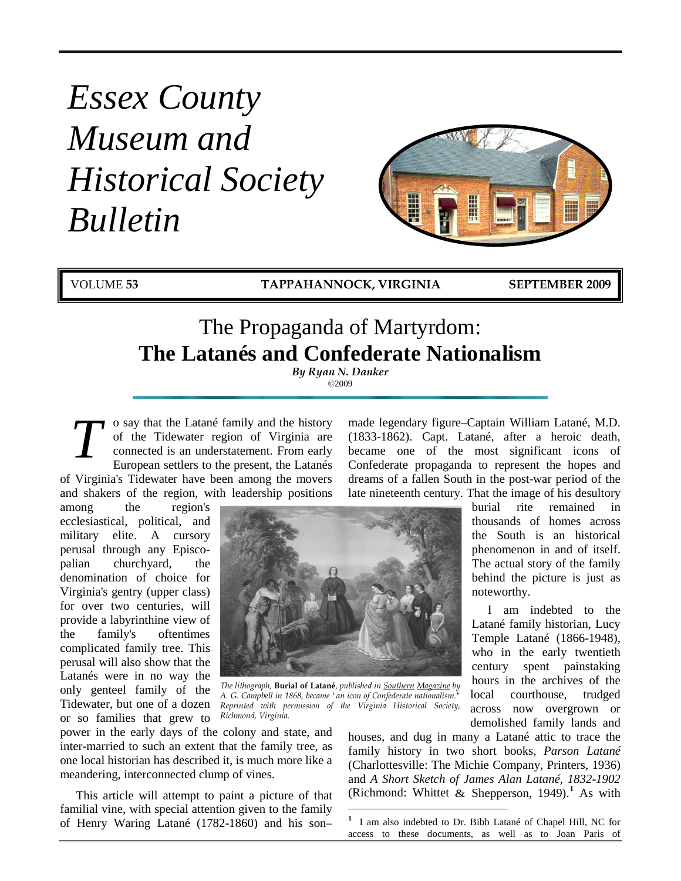# Essex County Museum and Historical Society Bulletin

VOLUME **53** | **TAPPAHANNOCK, VIRGINIA** | **SEPTEMBER 2009**

## The Propaganda of Martyrdom:
## **The Latanés and Confederate Nationalism**

***By Ryan N. Danker***
©2009

To say that the Latané family and the history of the Tidewater region of Virginia are connected is an understatement. From early European settlers to the present, the Latanés of Virginia's Tidewater have been among the movers and shakers of the region, with leadership positions among the region's ecclesiastical, political, and military elite. A cursory perusal through any Episcopalian churchyard, the denomination of choice for Virginia's gentry (upper class) for over two centuries, will provide a labyrinthine view of the family's oftentimes complicated family tree. This perusal will also show that the Latanés were in no way the only genteel family of the Tidewater, but one of a dozen or so families that grew to power in the early days of the colony and state, and inter-married to such an extent that the family tree, as one local historian has described it, is much more like a meandering, interconnected clump of vines.

This article will attempt to paint a picture of that familial vine, with special attention given to the family of Henry Waring Latané (1782-1860) and his son–made legendary figure–Captain William Latané, M.D. (1833-1862). Capt. Latané, after a heroic death, became one of the most significant icons of Confederate propaganda to represent the hopes and dreams of a fallen South in the post-war period of the late nineteenth century. That the image of his desultory burial rite remained in thousands of homes across the South is an historical phenomenon in and of itself. The actual story of the family behind the picture is just as noteworthy.

*The lithograph,* **Burial of Latané**, *published in Southern Magazine by A. G. Campbell in 1868, became "an icon of Confederate nationalism." Reprinted with permission of the Virginia Historical Society, Richmond, Virginia.*

I am indebted to the Latané family historian, Lucy Temple Latané (1866-1948), who in the early twentieth century spent painstaking hours in the archives of the local courthouse, trudged across now overgrown or demolished family lands and houses, and dug in many a Latané attic to trace the family history in two short books, *Parson Latané* (Charlottesville: The Michie Company, Printers, 1936) and *A Short Sketch of James Alan Latané, 1832-1902* (Richmond: Whittet & Shepperson, 1949).[1] As with

[1] I am also indebted to Dr. Bibb Latané of Chapel Hill, NC for access to these documents, as well as to Joan Paris of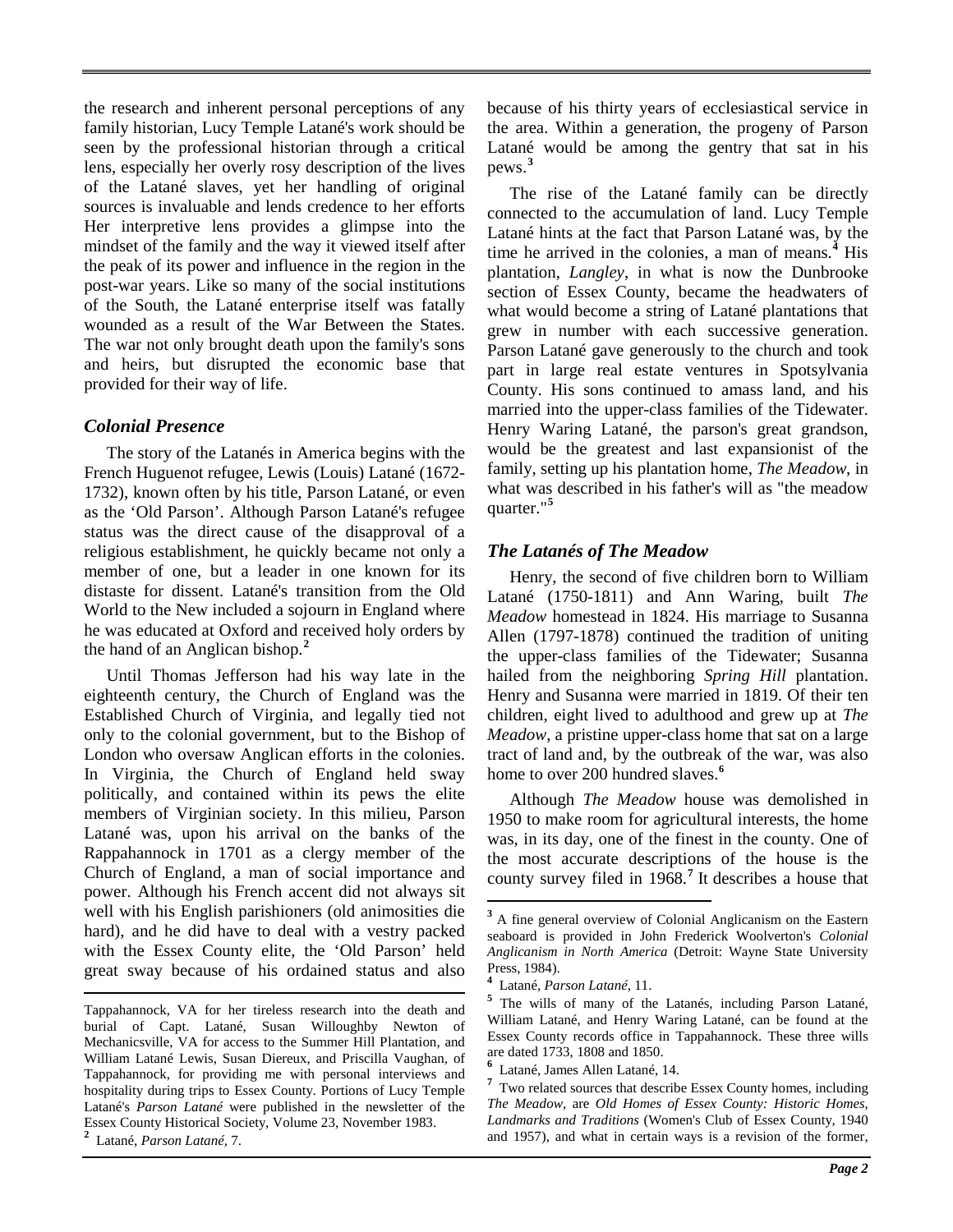the research and inherent personal perceptions of any family historian, Lucy Temple Latané's work should be seen by the professional historian through a critical lens, especially her overly rosy description of the lives of the Latané slaves, yet her handling of original sources is invaluable and lends credence to her efforts Her interpretive lens provides a glimpse into the mindset of the family and the way it viewed itself after the peak of its power and influence in the region in the post-war years. Like so many of the social institutions of the South, the Latané enterprise itself was fatally wounded as a result of the War Between the States. The war not only brought death upon the family's sons and heirs, but disrupted the economic base that provided for their way of life.

### *Colonial Presence*

The story of the Latanés in America begins with the French Huguenot refugee, Lewis (Louis) Latané (1672-1732), known often by his title, Parson Latané, or even as the 'Old Parson'. Although Parson Latané's refugee status was the direct cause of the disapproval of a religious establishment, he quickly became not only a member of one, but a leader in one known for its distaste for dissent. Latané's transition from the Old World to the New included a sojourn in England where he was educated at Oxford and received holy orders by the hand of an Anglican bishop.[2]

Until Thomas Jefferson had his way late in the eighteenth century, the Church of England was the Established Church of Virginia, and legally tied not only to the colonial government, but to the Bishop of London who oversaw Anglican efforts in the colonies. In Virginia, the Church of England held sway politically, and contained within its pews the elite members of Virginian society. In this milieu, Parson Latané was, upon his arrival on the banks of the Rappahannock in 1701 as a clergy member of the Church of England, a man of social importance and power. Although his French accent did not always sit well with his English parishioners (old animosities die hard), and he did have to deal with a vestry packed with the Essex County elite, the 'Old Parson' held great sway because of his ordained status and also because of his thirty years of ecclesiastical service in the area. Within a generation, the progeny of Parson Latané would be among the gentry that sat in his pews.[3]

The rise of the Latané family can be directly connected to the accumulation of land. Lucy Temple Latané hints at the fact that Parson Latané was, by the time he arrived in the colonies, a man of means.[4] His plantation, *Langley*, in what is now the Dunbrooke section of Essex County, became the headwaters of what would become a string of Latané plantations that grew in number with each successive generation. Parson Latané gave generously to the church and took part in large real estate ventures in Spotsylvania County. His sons continued to amass land, and his married into the upper-class families of the Tidewater. Henry Waring Latané, the parson's great grandson, would be the greatest and last expansionist of the family, setting up his plantation home, *The Meadow*, in what was described in his father's will as "the meadow quarter."[5]

### *The Latanés of The Meadow*

Henry, the second of five children born to William Latané (1750-1811) and Ann Waring, built *The Meadow* homestead in 1824. His marriage to Susanna Allen (1797-1878) continued the tradition of uniting the upper-class families of the Tidewater; Susanna hailed from the neighboring *Spring Hill* plantation. Henry and Susanna were married in 1819. Of their ten children, eight lived to adulthood and grew up at *The Meadow*, a pristine upper-class home that sat on a large tract of land and, by the outbreak of the war, was also home to over 200 hundred slaves.[6]

Although *The Meadow* house was demolished in 1950 to make room for agricultural interests, the home was, in its day, one of the finest in the county. One of the most accurate descriptions of the house is the county survey filed in 1968.[7] It describes a house that

---

Tappahannock, VA for her tireless research into the death and burial of Capt. Latané, Susan Willoughby Newton of Mechanicsville, VA for access to the Summer Hill Plantation, and William Latané Lewis, Susan Diereux, and Priscilla Vaughan, of Tappahannock, for providing me with personal interviews and hospitality during trips to Essex County. Portions of Lucy Temple Latané's *Parson Latané* were published in the newsletter of the Essex County Historical Society, Volume 23, November 1983.

[2] Latané, *Parson Latané*, 7.

[3] A fine general overview of Colonial Anglicanism on the Eastern seaboard is provided in John Frederick Woolverton's *Colonial Anglicanism in North America* (Detroit: Wayne State University Press, 1984).

[4] Latané, *Parson Latané*, 11.

[5] The wills of many of the Latanés, including Parson Latané, William Latané, and Henry Waring Latané, can be found at the Essex County records office in Tappahannock. These three wills are dated 1733, 1808 and 1850.

[6] Latané, James Allen Latané, 14.

[7] Two related sources that describe Essex County homes, including *The Meadow*, are *Old Homes of Essex County: Historic Homes, Landmarks and Traditions* (Women's Club of Essex County, 1940 and 1957), and what in certain ways is a revision of the former,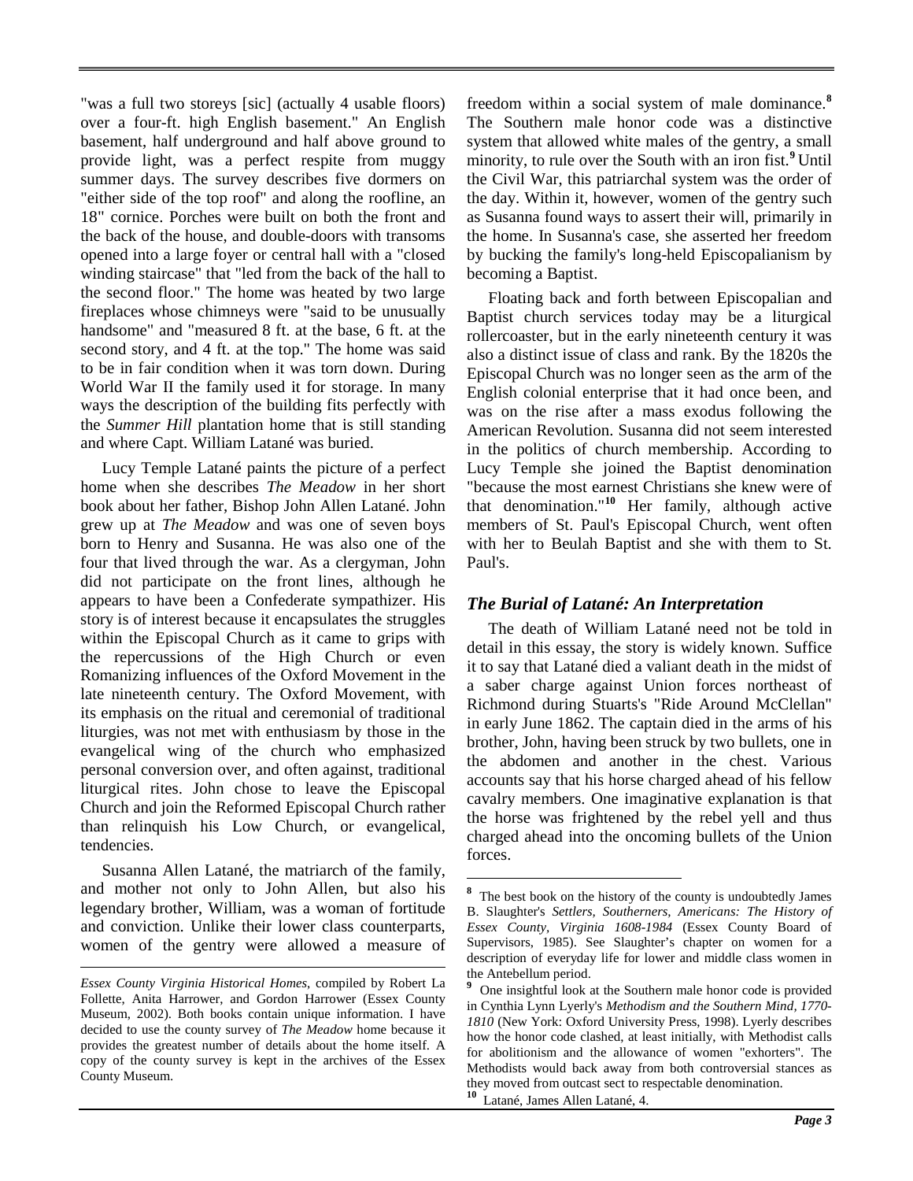"was a full two storeys [sic] (actually 4 usable floors) over a four-ft. high English basement." An English basement, half underground and half above ground to provide light, was a perfect respite from muggy summer days. The survey describes five dormers on "either side of the top roof" and along the roofline, an 18" cornice. Porches were built on both the front and the back of the house, and double-doors with transoms opened into a large foyer or central hall with a "closed winding staircase" that "led from the back of the hall to the second floor." The home was heated by two large fireplaces whose chimneys were "said to be unusually handsome" and "measured 8 ft. at the base, 6 ft. at the second story, and 4 ft. at the top." The home was said to be in fair condition when it was torn down. During World War II the family used it for storage. In many ways the description of the building fits perfectly with the *Summer Hill* plantation home that is still standing and where Capt. William Latané was buried.

Lucy Temple Latané paints the picture of a perfect home when she describes *The Meadow* in her short book about her father, Bishop John Allen Latané. John grew up at *The Meadow* and was one of seven boys born to Henry and Susanna. He was also one of the four that lived through the war. As a clergyman, John did not participate on the front lines, although he appears to have been a Confederate sympathizer. His story is of interest because it encapsulates the struggles within the Episcopal Church as it came to grips with the repercussions of the High Church or even Romanizing influences of the Oxford Movement in the late nineteenth century. The Oxford Movement, with its emphasis on the ritual and ceremonial of traditional liturgies, was not met with enthusiasm by those in the evangelical wing of the church who emphasized personal conversion over, and often against, traditional liturgical rites. John chose to leave the Episcopal Church and join the Reformed Episcopal Church rather than relinquish his Low Church, or evangelical, tendencies.

Susanna Allen Latané, the matriarch of the family, and mother not only to John Allen, but also his legendary brother, William, was a woman of fortitude and conviction. Unlike their lower class counterparts, women of the gentry were allowed a measure of freedom within a social system of male dominance.[8] The Southern male honor code was a distinctive system that allowed white males of the gentry, a small minority, to rule over the South with an iron fist.[9] Until the Civil War, this patriarchal system was the order of the day. Within it, however, women of the gentry such as Susanna found ways to assert their will, primarily in the home. In Susanna's case, she asserted her freedom by bucking the family's long-held Episcopalianism by becoming a Baptist.

Floating back and forth between Episcopalian and Baptist church services today may be a liturgical rollercoaster, but in the early nineteenth century it was also a distinct issue of class and rank. By the 1820s the Episcopal Church was no longer seen as the arm of the English colonial enterprise that it had once been, and was on the rise after a mass exodus following the American Revolution. Susanna did not seem interested in the politics of church membership. According to Lucy Temple she joined the Baptist denomination "because the most earnest Christians she knew were of that denomination."[10] Her family, although active members of St. Paul's Episcopal Church, went often with her to Beulah Baptist and she with them to St. Paul's.

## *The Burial of Latané: An Interpretation*

The death of William Latané need not be told in detail in this essay, the story is widely known. Suffice it to say that Latané died a valiant death in the midst of a saber charge against Union forces northeast of Richmond during Stuarts's "Ride Around McClellan" in early June 1862. The captain died in the arms of his brother, John, having been struck by two bullets, one in the abdomen and another in the chest. Various accounts say that his horse charged ahead of his fellow cavalry members. One imaginative explanation is that the horse was frightened by the rebel yell and thus charged ahead into the oncoming bullets of the Union forces.

---

*Essex County Virginia Historical Homes*, compiled by Robert La Follette, Anita Harrower, and Gordon Harrower (Essex County Museum, 2002). Both books contain unique information. I have decided to use the county survey of *The Meadow* home because it provides the greatest number of details about the home itself. A copy of the county survey is kept in the archives of the Essex County Museum.

[8] The best book on the history of the county is undoubtedly James B. Slaughter's *Settlers, Southerners, Americans: The History of Essex County, Virginia 1608-1984* (Essex County Board of Supervisors, 1985). See Slaughter's chapter on women for a description of everyday life for lower and middle class women in the Antebellum period.

[9] One insightful look at the Southern male honor code is provided in Cynthia Lynn Lyerly's *Methodism and the Southern Mind, 1770-1810* (New York: Oxford University Press, 1998). Lyerly describes how the honor code clashed, at least initially, with Methodist calls for abolitionism and the allowance of women "exhorters". The Methodists would back away from both controversial stances as they moved from outcast sect to respectable denomination.

[10] Latané, James Allen Latané, 4.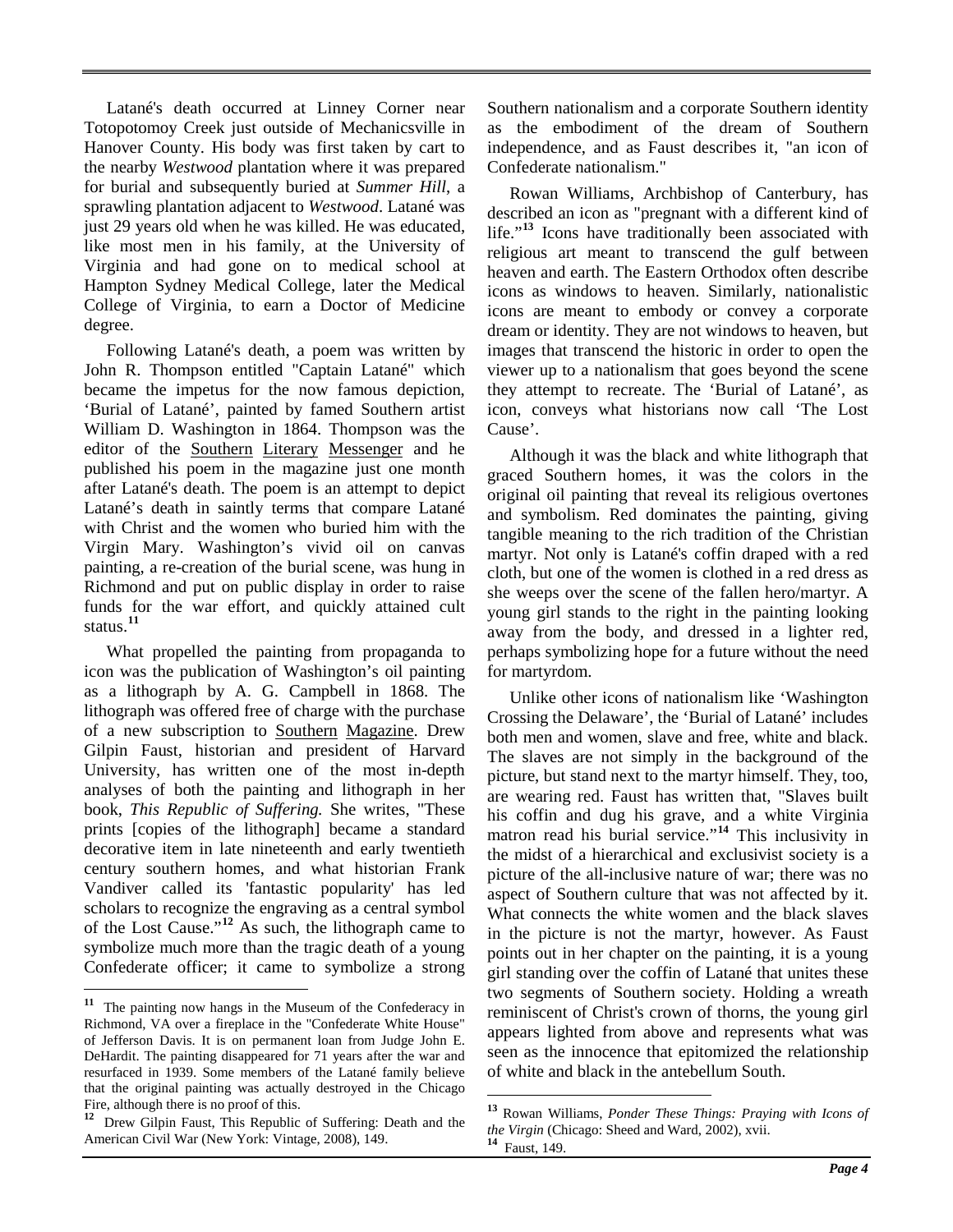Latané's death occurred at Linney Corner near Totopotomoy Creek just outside of Mechanicsville in Hanover County. His body was first taken by cart to the nearby *Westwood* plantation where it was prepared for burial and subsequently buried at *Summer Hill*, a sprawling plantation adjacent to *Westwood*. Latané was just 29 years old when he was killed. He was educated, like most men in his family, at the University of Virginia and had gone on to medical school at Hampton Sydney Medical College, later the Medical College of Virginia, to earn a Doctor of Medicine degree.

Following Latané's death, a poem was written by John R. Thompson entitled "Captain Latané" which became the impetus for the now famous depiction, 'Burial of Latané', painted by famed Southern artist William D. Washington in 1864. Thompson was the editor of the Southern Literary Messenger and he published his poem in the magazine just one month after Latané's death. The poem is an attempt to depict Latané's death in saintly terms that compare Latané with Christ and the women who buried him with the Virgin Mary. Washington's vivid oil on canvas painting, a re-creation of the burial scene, was hung in Richmond and put on public display in order to raise funds for the war effort, and quickly attained cult status.[11]

What propelled the painting from propaganda to icon was the publication of Washington's oil painting as a lithograph by A. G. Campbell in 1868. The lithograph was offered free of charge with the purchase of a new subscription to Southern Magazine. Drew Gilpin Faust, historian and president of Harvard University, has written one of the most in-depth analyses of both the painting and lithograph in her book, *This Republic of Suffering.* She writes, "These prints [copies of the lithograph] became a standard decorative item in late nineteenth and early twentieth century southern homes, and what historian Frank Vandiver called its 'fantastic popularity' has led scholars to recognize the engraving as a central symbol of the Lost Cause."[12] As such, the lithograph came to symbolize much more than the tragic death of a young Confederate officer; it came to symbolize a strong Southern nationalism and a corporate Southern identity as the embodiment of the dream of Southern independence, and as Faust describes it, "an icon of Confederate nationalism."

Rowan Williams, Archbishop of Canterbury, has described an icon as "pregnant with a different kind of life."[13] Icons have traditionally been associated with religious art meant to transcend the gulf between heaven and earth. The Eastern Orthodox often describe icons as windows to heaven. Similarly, nationalistic icons are meant to embody or convey a corporate dream or identity. They are not windows to heaven, but images that transcend the historic in order to open the viewer up to a nationalism that goes beyond the scene they attempt to recreate. The 'Burial of Latané', as icon, conveys what historians now call 'The Lost Cause'.

Although it was the black and white lithograph that graced Southern homes, it was the colors in the original oil painting that reveal its religious overtones and symbolism. Red dominates the painting, giving tangible meaning to the rich tradition of the Christian martyr. Not only is Latané's coffin draped with a red cloth, but one of the women is clothed in a red dress as she weeps over the scene of the fallen hero/martyr. A young girl stands to the right in the painting looking away from the body, and dressed in a lighter red, perhaps symbolizing hope for a future without the need for martyrdom.

Unlike other icons of nationalism like 'Washington Crossing the Delaware', the 'Burial of Latané' includes both men and women, slave and free, white and black. The slaves are not simply in the background of the picture, but stand next to the martyr himself. They, too, are wearing red. Faust has written that, "Slaves built his coffin and dug his grave, and a white Virginia matron read his burial service."[14] This inclusivity in the midst of a hierarchical and exclusivist society is a picture of the all-inclusive nature of war; there was no aspect of Southern culture that was not affected by it. What connects the white women and the black slaves in the picture is not the martyr, however. As Faust points out in her chapter on the painting, it is a young girl standing over the coffin of Latané that unites these two segments of Southern society. Holding a wreath reminiscent of Christ's crown of thorns, the young girl appears lighted from above and represents what was seen as the innocence that epitomized the relationship of white and black in the antebellum South.

---

[11] The painting now hangs in the Museum of the Confederacy in Richmond, VA over a fireplace in the "Confederate White House" of Jefferson Davis. It is on permanent loan from Judge John E. DeHardit. The painting disappeared for 71 years after the war and resurfaced in 1939. Some members of the Latané family believe that the original painting was actually destroyed in the Chicago Fire, although there is no proof of this.

[12] Drew Gilpin Faust, This Republic of Suffering: Death and the American Civil War (New York: Vintage, 2008), 149.

[13] Rowan Williams, *Ponder These Things: Praying with Icons of the Virgin* (Chicago: Sheed and Ward, 2002), xvii.

[14] Faust, 149.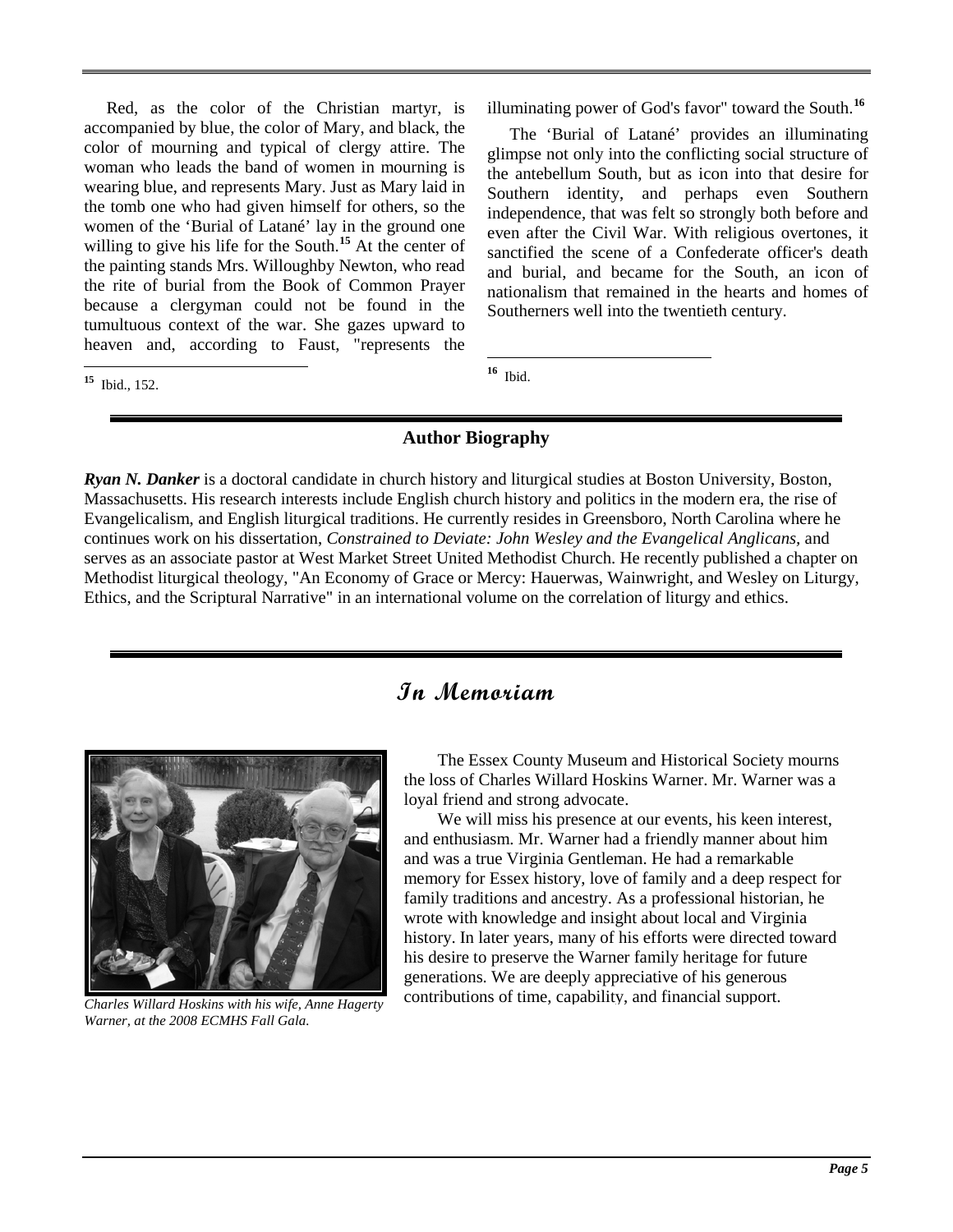Red, as the color of the Christian martyr, is accompanied by blue, the color of Mary, and black, the color of mourning and typical of clergy attire. The woman who leads the band of women in mourning is wearing blue, and represents Mary. Just as Mary laid in the tomb one who had given himself for others, so the women of the 'Burial of Latané' lay in the ground one willing to give his life for the South.[15] At the center of the painting stands Mrs. Willoughby Newton, who read the rite of burial from the Book of Common Prayer because a clergyman could not be found in the tumultuous context of the war. She gazes upward to heaven and, according to Faust, "represents the illuminating power of God's favor" toward the South.[16]

The 'Burial of Latané' provides an illuminating glimpse not only into the conflicting social structure of the antebellum South, but as icon into that desire for Southern identity, and perhaps even Southern independence, that was felt so strongly both before and even after the Civil War. With religious overtones, it sanctified the scene of a Confederate officer's death and burial, and became for the South, an icon of nationalism that remained in the hearts and homes of Southerners well into the twentieth century.

[15] Ibid., 152.

[16] Ibid.

## Author Biography

***Ryan N. Danker*** is a doctoral candidate in church history and liturgical studies at Boston University, Boston, Massachusetts. His research interests include English church history and politics in the modern era, the rise of Evangelicalism, and English liturgical traditions. He currently resides in Greensboro, North Carolina where he continues work on his dissertation, *Constrained to Deviate: John Wesley and the Evangelical Anglicans*, and serves as an associate pastor at West Market Street United Methodist Church. He recently published a chapter on Methodist liturgical theology, "An Economy of Grace or Mercy: Hauerwas, Wainwright, and Wesley on Liturgy, Ethics, and the Scriptural Narrative" in an international volume on the correlation of liturgy and ethics.

## In Memoriam

*Charles Willard Hoskins with his wife, Anne Hagerty Warner, at the 2008 ECMHS Fall Gala.*

The Essex County Museum and Historical Society mourns the loss of Charles Willard Hoskins Warner. Mr. Warner was a loyal friend and strong advocate.

We will miss his presence at our events, his keen interest, and enthusiasm. Mr. Warner had a friendly manner about him and was a true Virginia Gentleman. He had a remarkable memory for Essex history, love of family and a deep respect for family traditions and ancestry. As a professional historian, he wrote with knowledge and insight about local and Virginia history. In later years, many of his efforts were directed toward his desire to preserve the Warner family heritage for future generations. We are deeply appreciative of his generous contributions of time, capability, and financial support.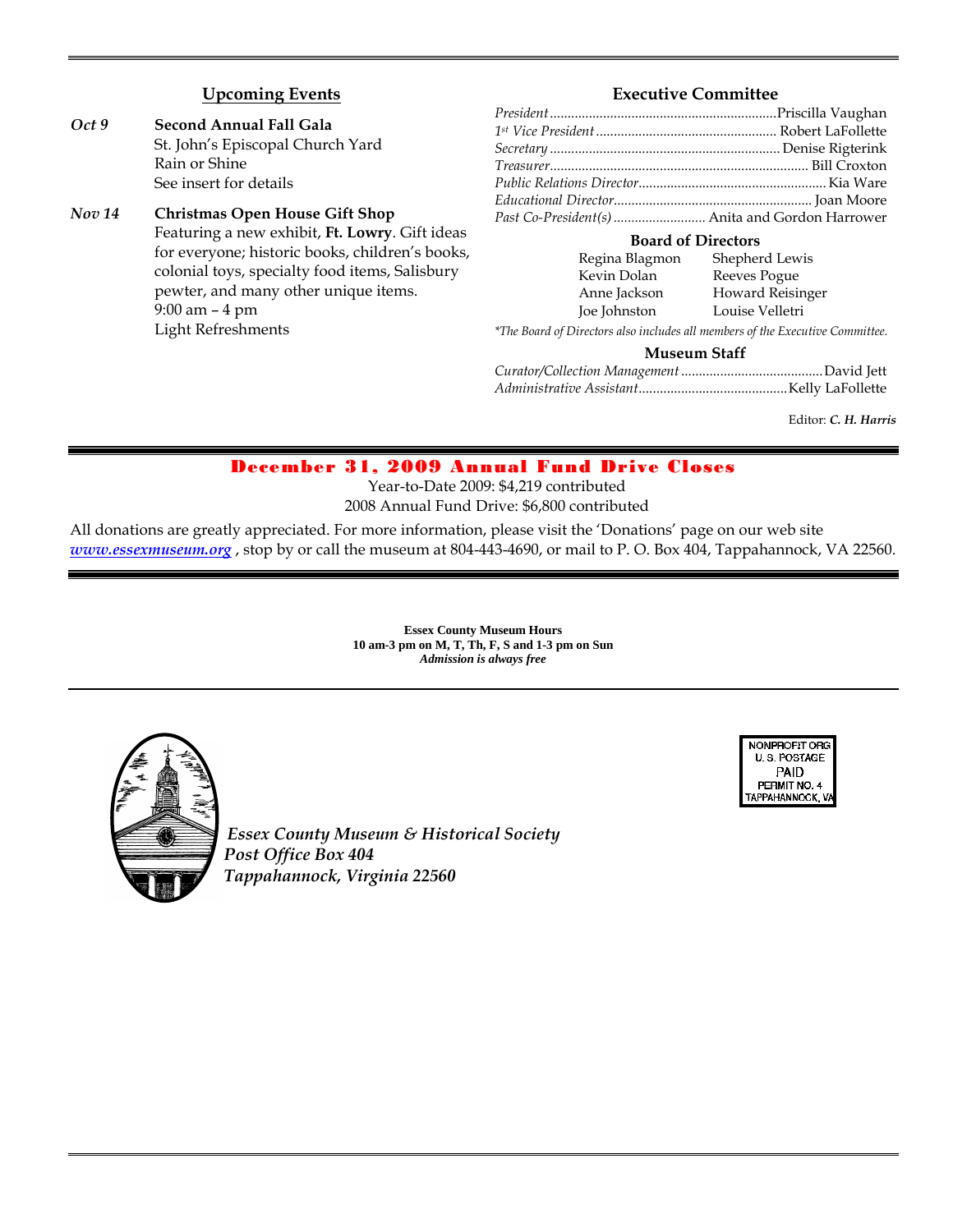## Upcoming Events

***Oct 9*** **Second Annual Fall Gala**
St. John's Episcopal Church Yard
Rain or Shine
See insert for details

***Nov 14*** **Christmas Open House Gift Shop**
Featuring a new exhibit, **Ft. Lowry**. Gift ideas for everyone; historic books, children's books, colonial toys, specialty food items, Salisbury pewter, and many other unique items.
9:00 am – 4 pm
Light Refreshments

## Executive Committee

*President* .................. Priscilla Vaughan
*1st Vice President* .................. Robert LaFollette
*Secretary* .................. Denise Rigterink
*Treasurer* .................. Bill Croxton
*Public Relations Director* .................. Kia Ware
*Educational Director* .................. Joan Moore
*Past Co-President(s)* .................. Anita and Gordon Harrower

**Board of Directors**

| | |
|---|---|
| Regina Blagmon | Shepherd Lewis |
| Kevin Dolan | Reeves Pogue |
| Anne Jackson | Howard Reisinger |
| Joe Johnston | Louise Velletri |

*\*The Board of Directors also includes all members of the Executive Committee.*

**Museum Staff**

*Curator/Collection Management* .................. David Jett
*Administrative Assistant* .................. Kelly LaFollette

Editor: ***C. H. Harris***

## December 31, 2009 Annual Fund Drive Closes

Year-to-Date 2009: $4,219 contributed
2008 Annual Fund Drive: $6,800 contributed

All donations are greatly appreciated. For more information, please visit the 'Donations' page on our web site ***www.essexmuseum.org*** , stop by or call the museum at 804-443-4690, or mail to P. O. Box 404, Tappahannock, VA 22560.

**Essex County Museum Hours**
**10 am-3 pm on M, T, Th, F, S and 1-3 pm on Sun**
***Admission is always free***

*Essex County Museum & Historical Society*
*Post Office Box 404*
*Tappahannock, Virginia 22560*

NONPROFIT ORG
U. S. POSTAGE
PAID
PERMIT NO. 4
TAPPAHANNOCK, VA